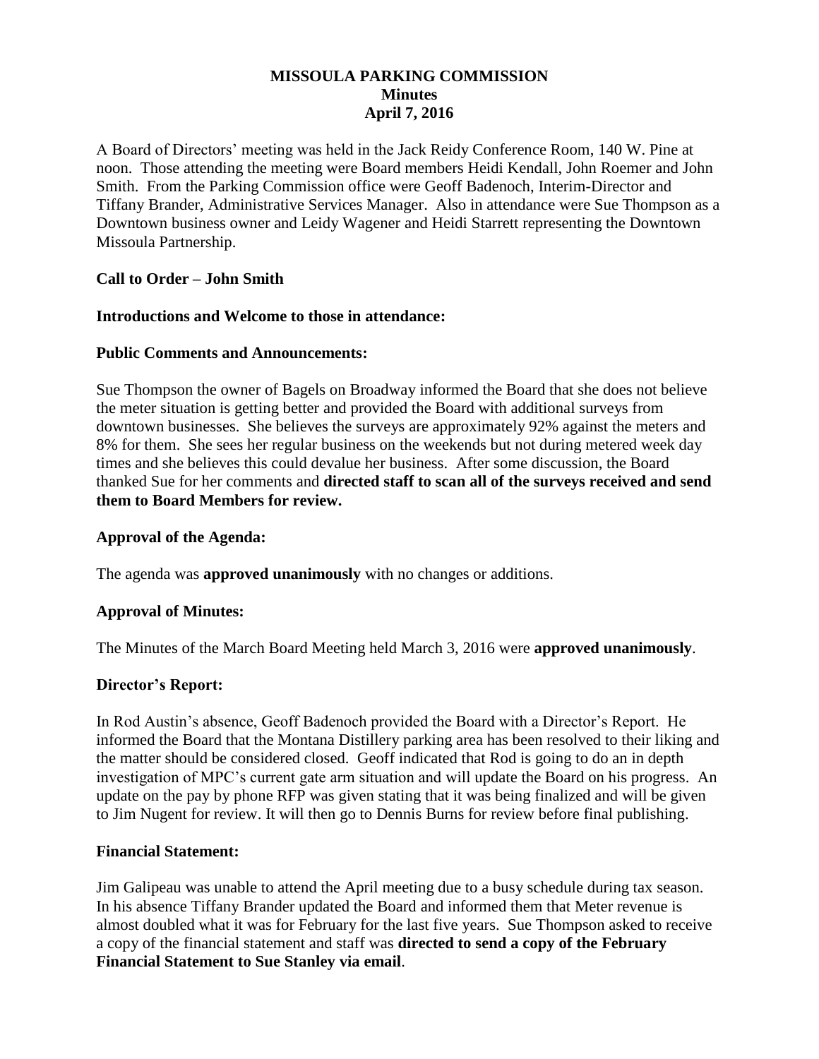# MISSOULA PARKING COMMISSION
## Minutes
## April 7, 2016

A Board of Directors' meeting was held in the Jack Reidy Conference Room, 140 W. Pine at noon. Those attending the meeting were Board members Heidi Kendall, John Roemer and John Smith. From the Parking Commission office were Geoff Badenoch, Interim-Director and Tiffany Brander, Administrative Services Manager. Also in attendance were Sue Thompson as a Downtown business owner and Leidy Wagener and Heidi Starrett representing the Downtown Missoula Partnership.

**Call to Order – John Smith**

**Introductions and Welcome to those in attendance:**

**Public Comments and Announcements:**

Sue Thompson the owner of Bagels on Broadway informed the Board that she does not believe the meter situation is getting better and provided the Board with additional surveys from downtown businesses. She believes the surveys are approximately 92% against the meters and 8% for them. She sees her regular business on the weekends but not during metered week day times and she believes this could devalue her business. After some discussion, the Board thanked Sue for her comments and **directed staff to scan all of the surveys received and send them to Board Members for review.**

**Approval of the Agenda:**

The agenda was **approved unanimously** with no changes or additions.

**Approval of Minutes:**

The Minutes of the March Board Meeting held March 3, 2016 were **approved unanimously**.

**Director's Report:**

In Rod Austin's absence, Geoff Badenoch provided the Board with a Director's Report. He informed the Board that the Montana Distillery parking area has been resolved to their liking and the matter should be considered closed. Geoff indicated that Rod is going to do an in depth investigation of MPC's current gate arm situation and will update the Board on his progress. An update on the pay by phone RFP was given stating that it was being finalized and will be given to Jim Nugent for review. It will then go to Dennis Burns for review before final publishing.

**Financial Statement:**

Jim Galipeau was unable to attend the April meeting due to a busy schedule during tax season. In his absence Tiffany Brander updated the Board and informed them that Meter revenue is almost doubled what it was for February for the last five years. Sue Thompson asked to receive a copy of the financial statement and staff was **directed to send a copy of the February Financial Statement to Sue Stanley via email**.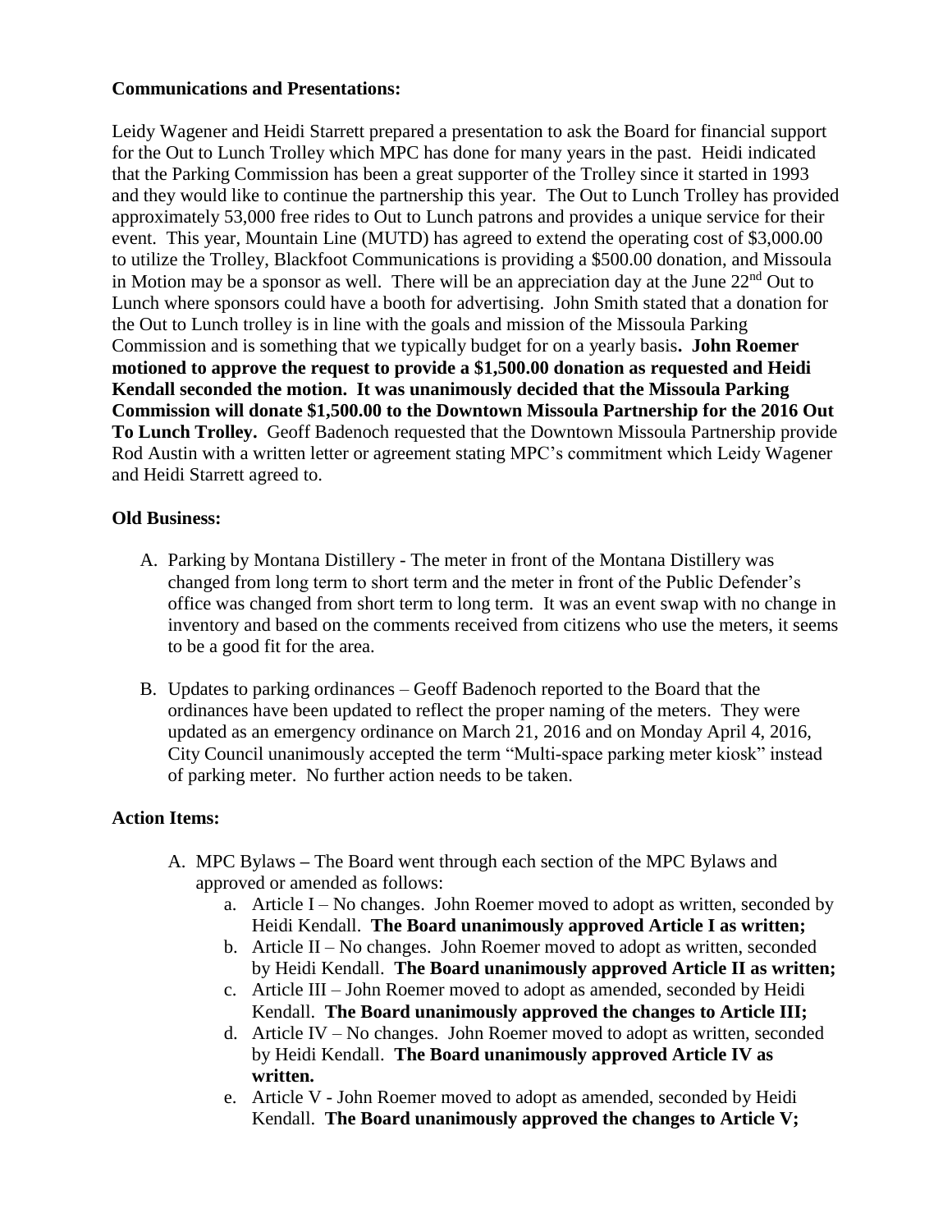**Communications and Presentations:**

Leidy Wagener and Heidi Starrett prepared a presentation to ask the Board for financial support for the Out to Lunch Trolley which MPC has done for many years in the past. Heidi indicated that the Parking Commission has been a great supporter of the Trolley since it started in 1993 and they would like to continue the partnership this year. The Out to Lunch Trolley has provided approximately 53,000 free rides to Out to Lunch patrons and provides a unique service for their event. This year, Mountain Line (MUTD) has agreed to extend the operating cost of $3,000.00 to utilize the Trolley, Blackfoot Communications is providing a $500.00 donation, and Missoula in Motion may be a sponsor as well. There will be an appreciation day at the June 22nd Out to Lunch where sponsors could have a booth for advertising. John Smith stated that a donation for the Out to Lunch trolley is in line with the goals and mission of the Missoula Parking Commission and is something that we typically budget for on a yearly basis**. John Roemer motioned to approve the request to provide a $1,500.00 donation as requested and Heidi Kendall seconded the motion. It was unanimously decided that the Missoula Parking Commission will donate $1,500.00 to the Downtown Missoula Partnership for the 2016 Out To Lunch Trolley.** Geoff Badenoch requested that the Downtown Missoula Partnership provide Rod Austin with a written letter or agreement stating MPC's commitment which Leidy Wagener and Heidi Starrett agreed to.

**Old Business:**

A. Parking by Montana Distillery - The meter in front of the Montana Distillery was changed from long term to short term and the meter in front of the Public Defender's office was changed from short term to long term. It was an event swap with no change in inventory and based on the comments received from citizens who use the meters, it seems to be a good fit for the area.

B. Updates to parking ordinances – Geoff Badenoch reported to the Board that the ordinances have been updated to reflect the proper naming of the meters. They were updated as an emergency ordinance on March 21, 2016 and on Monday April 4, 2016, City Council unanimously accepted the term "Multi-space parking meter kiosk" instead of parking meter. No further action needs to be taken.

**Action Items:**

A. MPC Bylaws **–** The Board went through each section of the MPC Bylaws and approved or amended as follows:
   a. Article I – No changes. John Roemer moved to adopt as written, seconded by Heidi Kendall. **The Board unanimously approved Article I as written;**
   b. Article II – No changes. John Roemer moved to adopt as written, seconded by Heidi Kendall. **The Board unanimously approved Article II as written;**
   c. Article III – John Roemer moved to adopt as amended, seconded by Heidi Kendall. **The Board unanimously approved the changes to Article III;**
   d. Article IV – No changes. John Roemer moved to adopt as written, seconded by Heidi Kendall. **The Board unanimously approved Article IV as written.**
   e. Article V - John Roemer moved to adopt as amended, seconded by Heidi Kendall. **The Board unanimously approved the changes to Article V;**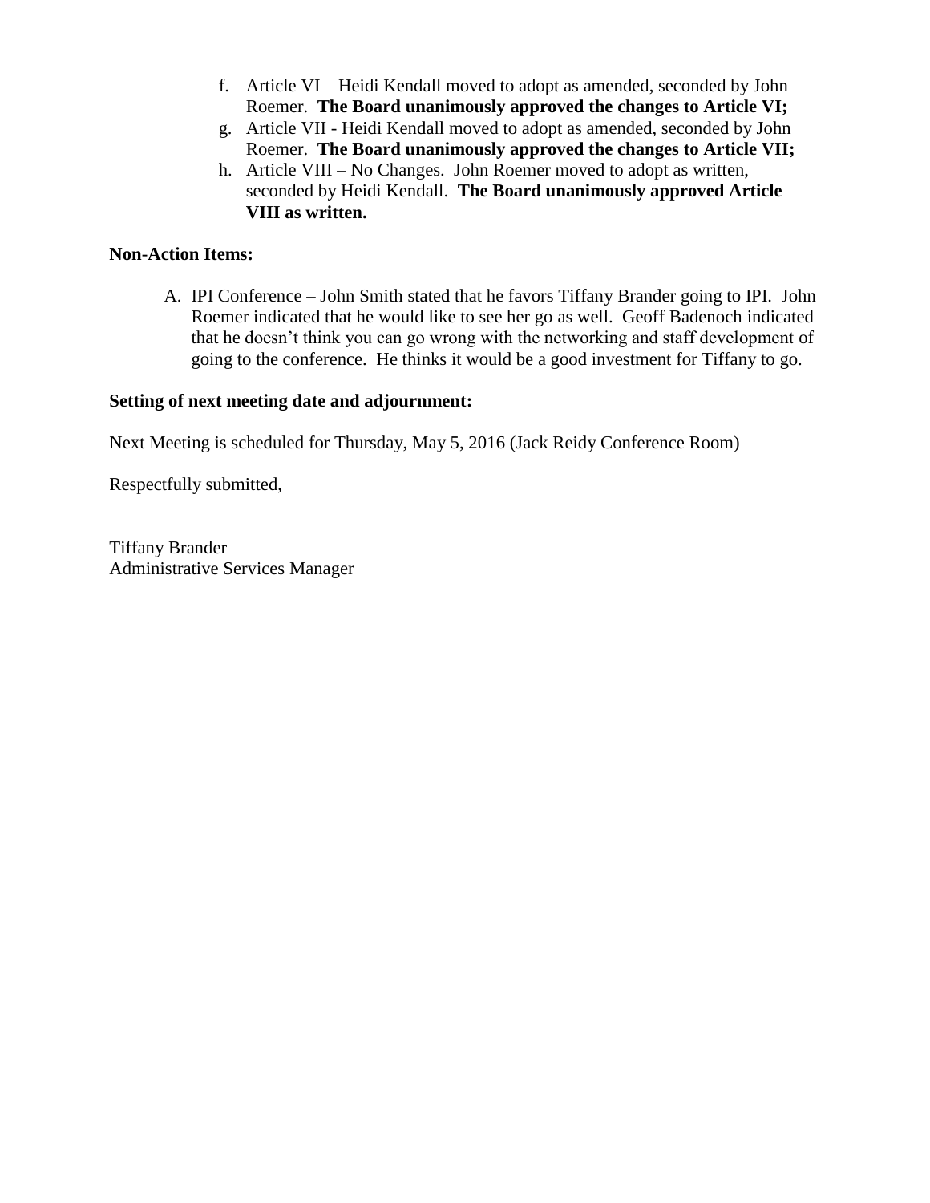f. Article VI – Heidi Kendall moved to adopt as amended, seconded by John Roemer. **The Board unanimously approved the changes to Article VI;**
g. Article VII - Heidi Kendall moved to adopt as amended, seconded by John Roemer. **The Board unanimously approved the changes to Article VII;**
h. Article VIII – No Changes. John Roemer moved to adopt as written, seconded by Heidi Kendall. **The Board unanimously approved Article VIII as written.**

**Non-Action Items:**

A. IPI Conference – John Smith stated that he favors Tiffany Brander going to IPI. John Roemer indicated that he would like to see her go as well. Geoff Badenoch indicated that he doesn't think you can go wrong with the networking and staff development of going to the conference. He thinks it would be a good investment for Tiffany to go.

**Setting of next meeting date and adjournment:**

Next Meeting is scheduled for Thursday, May 5, 2016 (Jack Reidy Conference Room)

Respectfully submitted,

Tiffany Brander
Administrative Services Manager